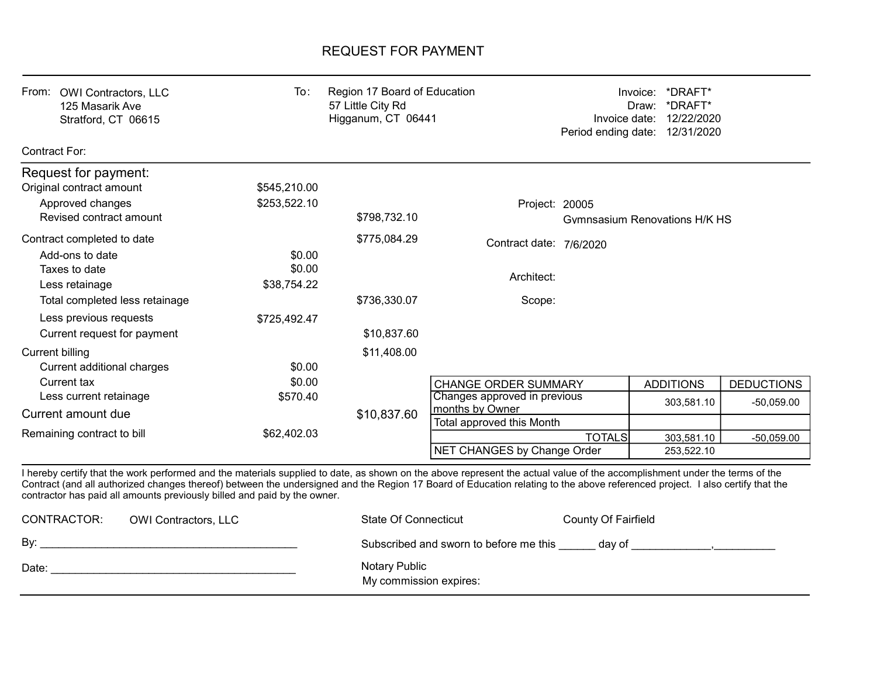# REQUEST FOR PAYMENT

**From:** OWI Contractors, LLC
125 Masarik Ave
Stratford, CT 06615

**To:** Region 17 Board of Education
57 Little City Rd
Higganum, CT 06441

Invoice: *DRAFT*
Draw: *DRAFT*
Invoice date: 12/22/2020
Period ending date: 12/31/2020

Contract For:

## Request for payment:

| | | |
|---|---|---|
| Original contract amount | $545,210.00 | |
| Approved changes | $253,522.10 | |
| Revised contract amount | | $798,732.10 |
| Contract completed to date | | $775,084.29 |
| Add-ons to date | $0.00 | |
| Taxes to date | $0.00 | |
| Less retainage | $38,754.22 | |
| Total completed less retainage | | $736,330.07 |
| Less previous requests | $725,492.47 | |
| Current request for payment | | $10,837.60 |
| Current billing | | $11,408.00 |
| Current additional charges | $0.00 | |
| Current tax | $0.00 | |
| Less current retainage | $570.40 | |
| **Current amount due** | | **$10,837.60** |
| Remaining contract to bill | $62,402.03 | |

Project: 20005
Gymnsasium Renovations H/K HS

Contract date: 7/6/2020

Architect:

Scope:

| CHANGE ORDER SUMMARY | ADDITIONS | DEDUCTIONS |
|---|---|---|
| Changes approved in previous months by Owner | 303,581.10 | -50,059.00 |
| Total approved this Month | | |
| TOTALS | 303,581.10 | -50,059.00 |
| NET CHANGES by Change Order | 253,522.10 | |

I hereby certify that the work performed and the materials supplied to date, as shown on the above represent the actual value of the accomplishment under the terms of the Contract (and all authorized changes thereof) between the undersigned and the Region 17 Board of Education relating to the above referenced project. I also certify that the contractor has paid all amounts previously billed and paid by the owner.

CONTRACTOR: OWI Contractors, LLC

By: ___________________________________________

Date: _________________________________________

State Of Connecticut County Of Fairfield

Subscribed and sworn to before me this ______ day of _____________,__________

Notary Public
My commission expires: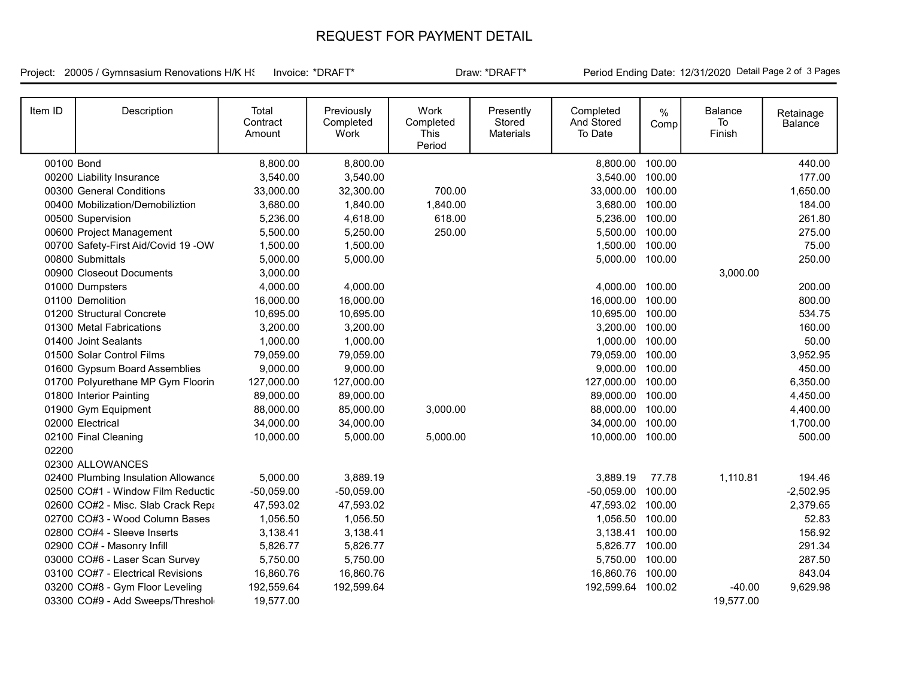# REQUEST FOR PAYMENT DETAIL

Project: 20005 / Gymnsasium Renovations H/K HS Invoice: *DRAFT* Draw: *DRAFT* Period Ending Date: 12/31/2020

| Item ID | Description | Total Contract Amount | Previously Completed Work | Work Completed This Period | Presently Stored Materials | Completed And Stored To Date | % Comp | Balance To Finish | Retainage Balance |
|---|---|---|---|---|---|---|---|---|---|
| 00100 | Bond | 8,800.00 | 8,800.00 | | | 8,800.00 | 100.00 | | 440.00 |
| 00200 | Liability Insurance | 3,540.00 | 3,540.00 | | | 3,540.00 | 100.00 | | 177.00 |
| 00300 | General Conditions | 33,000.00 | 32,300.00 | 700.00 | | 33,000.00 | 100.00 | | 1,650.00 |
| 00400 | Mobilization/Demobiliztion | 3,680.00 | 1,840.00 | 1,840.00 | | 3,680.00 | 100.00 | | 184.00 |
| 00500 | Supervision | 5,236.00 | 4,618.00 | 618.00 | | 5,236.00 | 100.00 | | 261.80 |
| 00600 | Project Management | 5,500.00 | 5,250.00 | 250.00 | | 5,500.00 | 100.00 | | 275.00 |
| 00700 | Safety-First Aid/Covid 19 -OW | 1,500.00 | 1,500.00 | | | 1,500.00 | 100.00 | | 75.00 |
| 00800 | Submittals | 5,000.00 | 5,000.00 | | | 5,000.00 | 100.00 | | 250.00 |
| 00900 | Closeout Documents | 3,000.00 | | | | | | 3,000.00 | |
| 01000 | Dumpsters | 4,000.00 | 4,000.00 | | | 4,000.00 | 100.00 | | 200.00 |
| 01100 | Demolition | 16,000.00 | 16,000.00 | | | 16,000.00 | 100.00 | | 800.00 |
| 01200 | Structural Concrete | 10,695.00 | 10,695.00 | | | 10,695.00 | 100.00 | | 534.75 |
| 01300 | Metal Fabrications | 3,200.00 | 3,200.00 | | | 3,200.00 | 100.00 | | 160.00 |
| 01400 | Joint Sealants | 1,000.00 | 1,000.00 | | | 1,000.00 | 100.00 | | 50.00 |
| 01500 | Solar Control Films | 79,059.00 | 79,059.00 | | | 79,059.00 | 100.00 | | 3,952.95 |
| 01600 | Gypsum Board Assemblies | 9,000.00 | 9,000.00 | | | 9,000.00 | 100.00 | | 450.00 |
| 01700 | Polyurethane MP Gym Floorin | 127,000.00 | 127,000.00 | | | 127,000.00 | 100.00 | | 6,350.00 |
| 01800 | Interior Painting | 89,000.00 | 89,000.00 | | | 89,000.00 | 100.00 | | 4,450.00 |
| 01900 | Gym Equipment | 88,000.00 | 85,000.00 | 3,000.00 | | 88,000.00 | 100.00 | | 4,400.00 |
| 02000 | Electrical | 34,000.00 | 34,000.00 | | | 34,000.00 | 100.00 | | 1,700.00 |
| 02100 | Final Cleaning | 10,000.00 | 5,000.00 | 5,000.00 | | 10,000.00 | 100.00 | | 500.00 |
| 02200 | | | | | | | | | |
| 02300 | ALLOWANCES | | | | | | | | |
| 02400 | Plumbing Insulation Allowance | 5,000.00 | 3,889.19 | | | 3,889.19 | 77.78 | 1,110.81 | 194.46 |
| 02500 | CO#1 - Window Film Reductic | -50,059.00 | -50,059.00 | | | -50,059.00 | 100.00 | | -2,502.95 |
| 02600 | CO#2 - Misc. Slab Crack Repa | 47,593.02 | 47,593.02 | | | 47,593.02 | 100.00 | | 2,379.65 |
| 02700 | CO#3 - Wood Column Bases | 1,056.50 | 1,056.50 | | | 1,056.50 | 100.00 | | 52.83 |
| 02800 | CO#4 - Sleeve Inserts | 3,138.41 | 3,138.41 | | | 3,138.41 | 100.00 | | 156.92 |
| 02900 | CO# - Masonry Infill | 5,826.77 | 5,826.77 | | | 5,826.77 | 100.00 | | 291.34 |
| 03000 | CO#6 - Laser Scan Survey | 5,750.00 | 5,750.00 | | | 5,750.00 | 100.00 | | 287.50 |
| 03100 | CO#7 - Electrical Revisions | 16,860.76 | 16,860.76 | | | 16,860.76 | 100.00 | | 843.04 |
| 03200 | CO#8 - Gym Floor Leveling | 192,559.64 | 192,599.64 | | | 192,599.64 | 100.02 | -40.00 | 9,629.98 |
| 03300 | CO#9 - Add Sweeps/Threshol | 19,577.00 | | | | | | 19,577.00 | |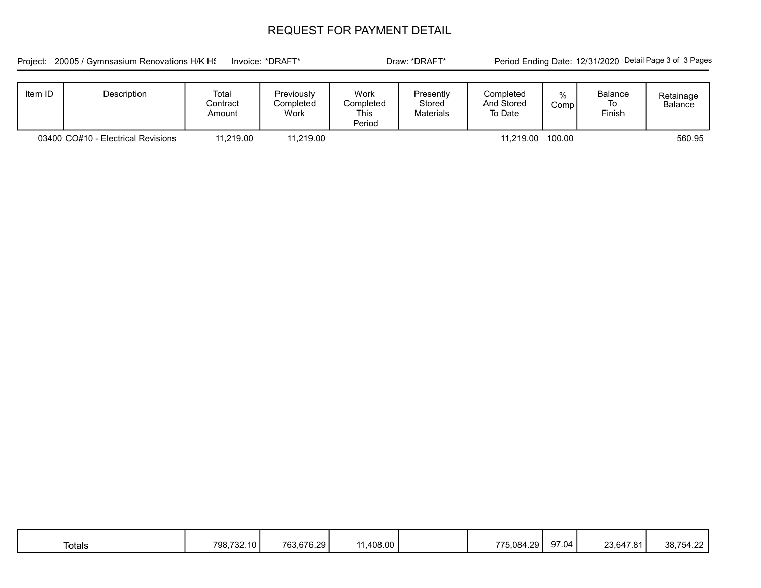# REQUEST FOR PAYMENT DETAIL

Project: 20005 / Gymnsasium Renovations H/K HS    Invoice: *DRAFT*    Draw: *DRAFT*    Period Ending Date: 12/31/2020    Detail Page 3 of 3 Pages

| Item ID | Description | Total Contract Amount | Previously Completed Work | Work Completed This Period | Presently Stored Materials | Completed And Stored To Date | % Comp | Balance To Finish | Retainage Balance |
|---|---|---|---|---|---|---|---|---|---|
| 03400 | CO#10 - Electrical Revisions | 11,219.00 | 11,219.00 | | | 11,219.00 | 100.00 | | 560.95 |
| | Totals | 798,732.10 | 763,676.29 | 11,408.00 | | 775,084.29 | 97.04 | 23,647.81 | 38,754.22 |